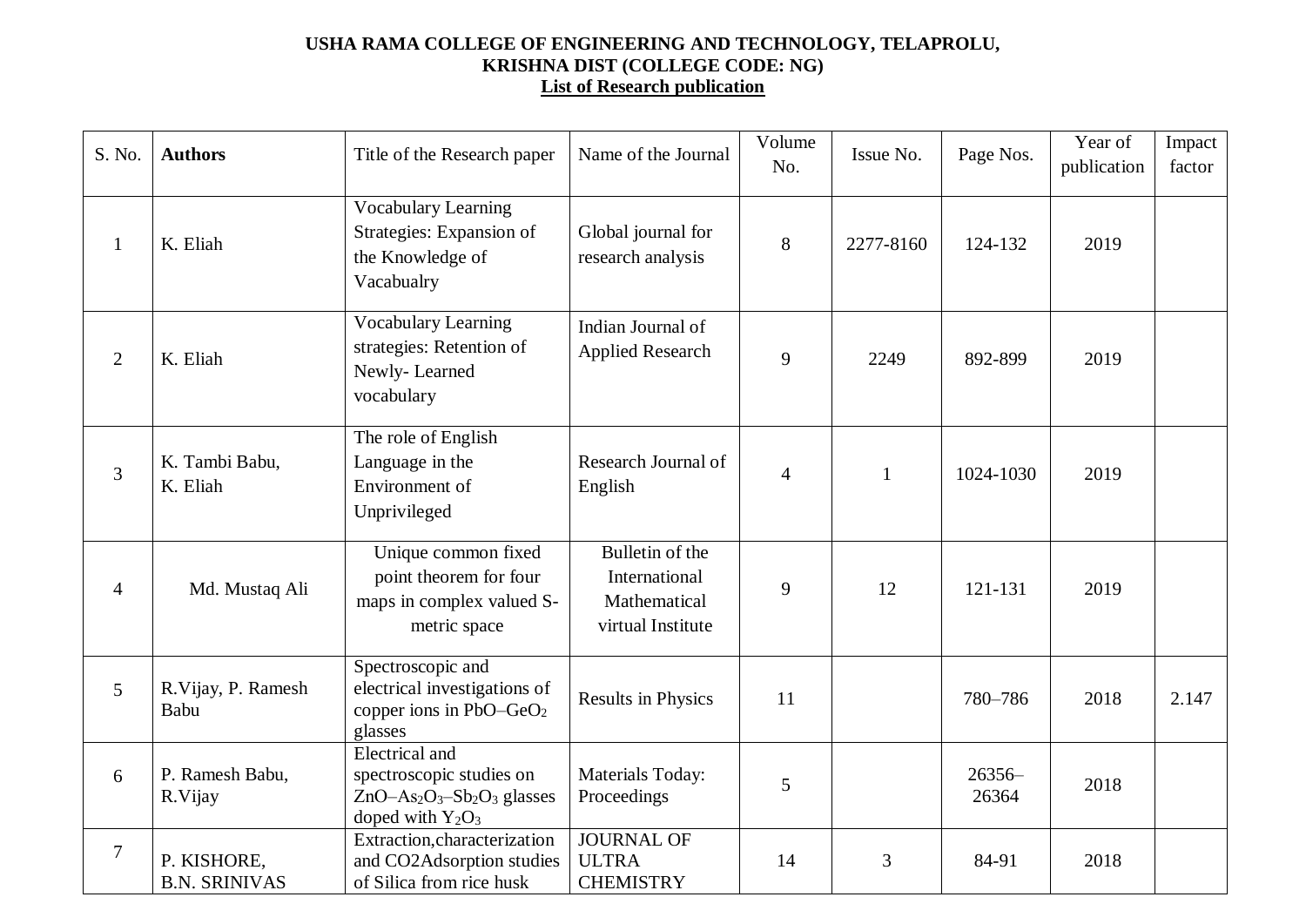**USHA RAMA COLLEGE OF ENGINEERING AND TECHNOLOGY, TELAPROLU, KRISHNA DIST (COLLEGE CODE: NG)**

**List of Research publication**

| S. No. | **Authors** | Title of the Research paper | Name of the Journal | Volume No. | Issue No. | Page Nos. | Year of publication | Impact factor |
|---|---|---|---|---|---|---|---|---|
| 1 | K. Eliah | Vocabulary Learning Strategies: Expansion of the Knowledge of Vacabualry | Global journal for research analysis | 8 | 2277-8160 | 124-132 | 2019 | |
| 2 | K. Eliah | Vocabulary Learning strategies: Retention of Newly- Learned vocabulary | Indian Journal of Applied Research | 9 | 2249 | 892-899 | 2019 | |
| 3 | K. Tambi Babu, K. Eliah | The role of English Language in the Environment of Unprivileged | Research Journal of English | 4 | 1 | 1024-1030 | 2019 | |
| 4 | Md. Mustaq Ali | Unique common fixed point theorem for four maps in complex valued S-metric space | Bulletin of the International Mathematical virtual Institute | 9 | 12 | 121-131 | 2019 | |
| 5 | R.Vijay, P. Ramesh Babu | Spectroscopic and electrical investigations of copper ions in $PbO–GeO_2$ glasses | Results in Physics | 11 | | 780–786 | 2018 | 2.147 |
| 6 | P. Ramesh Babu, R.Vijay | Electrical and spectroscopic studies on $ZnO–As_2O_3–Sb_2O_3$ glasses doped with $Y_2O_3$ | Materials Today: Proceedings | 5 | | 26356–26364 | 2018 | |
| 7 | P. KISHORE, B.N. SRINIVAS | Extraction,characterization and CO2Adsorption studies of Silica from rice husk | JOURNAL OF ULTRA CHEMISTRY | 14 | 3 | 84-91 | 2018 | |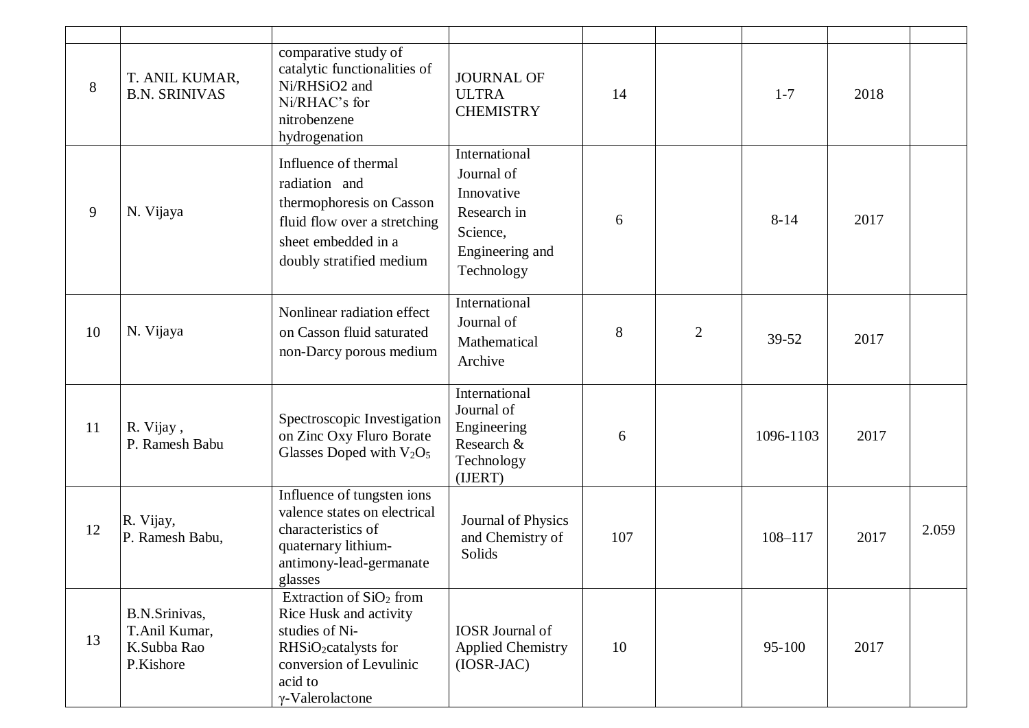| | | | | | | | | |
|---|---|---|---|---|---|---|---|---|
| 8 | T. ANIL KUMAR, B.N. SRINIVAS | comparative study of catalytic functionalities of Ni/RHSiO2 and Ni/RHAC's for nitrobenzene hydrogenation | JOURNAL OF ULTRA CHEMISTRY | 14 | | 1-7 | 2018 | |
| 9 | N. Vijaya | Influence of thermal radiation and thermophoresis on Casson fluid flow over a stretching sheet embedded in a doubly stratified medium | International Journal of Innovative Research in Science, Engineering and Technology | 6 | | 8-14 | 2017 | |
| 10 | N. Vijaya | Nonlinear radiation effect on Casson fluid saturated non-Darcy porous medium | International Journal of Mathematical Archive | 8 | 2 | 39-52 | 2017 | |
| 11 | R. Vijay , P. Ramesh Babu | Spectroscopic Investigation on Zinc Oxy Fluro Borate Glasses Doped with $V_2O_5$ | International Journal of Engineering Research & Technology (IJERT) | 6 | | 1096-1103 | 2017 | |
| 12 | R. Vijay, P. Ramesh Babu, | Influence of tungsten ions valence states on electrical characteristics of quaternary lithium-antimony-lead-germanate glasses | Journal of Physics and Chemistry of Solids | 107 | | 108–117 | 2017 | 2.059 |
| 13 | B.N.Srinivas, T.Anil Kumar, K.Subba Rao P.Kishore | Extraction of $SiO_2$ from Rice Husk and activity studies of Ni-$RHSiO_2$catalysts for conversion of Levulinic acid to γ-Valerolactone | IOSR Journal of Applied Chemistry (IOSR-JAC) | 10 | | 95-100 | 2017 | |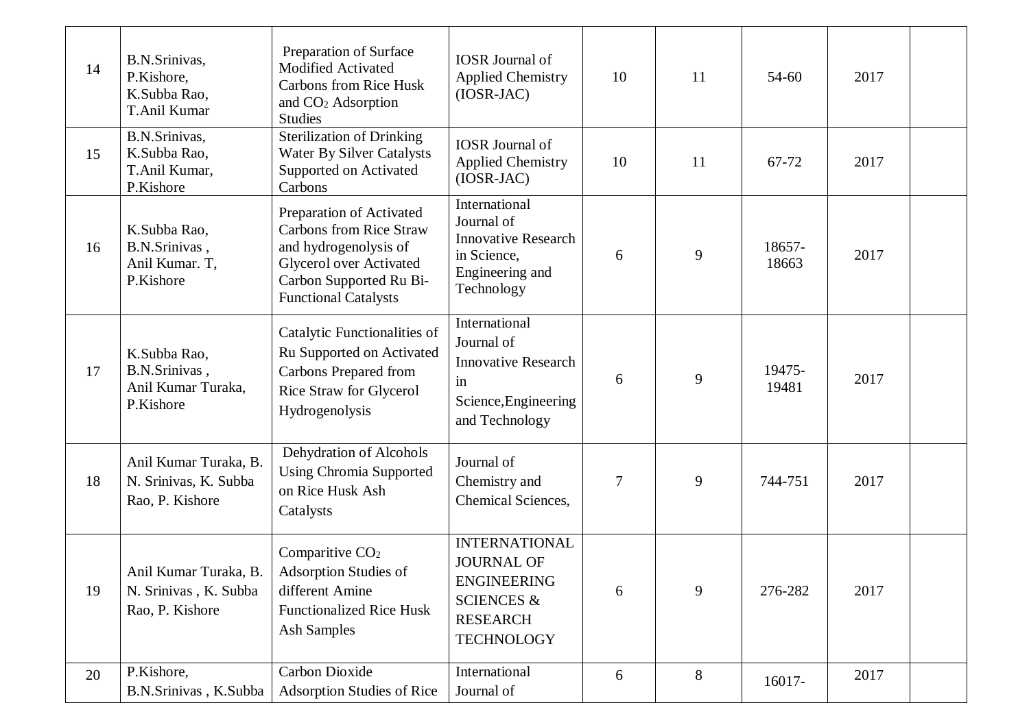| | | | | | | | | |
|---|---|---|---|---|---|---|---|---|
| 14 | B.N.Srinivas, P.Kishore, K.Subba Rao, T.Anil Kumar | Preparation of Surface Modified Activated Carbons from Rice Husk and $CO_2$ Adsorption Studies | IOSR Journal of Applied Chemistry (IOSR-JAC) | 10 | 11 | 54-60 | 2017 | |
| 15 | B.N.Srinivas, K.Subba Rao, T.Anil Kumar, P.Kishore | Sterilization of Drinking Water By Silver Catalysts Supported on Activated Carbons | IOSR Journal of Applied Chemistry (IOSR-JAC) | 10 | 11 | 67-72 | 2017 | |
| 16 | K.Subba Rao, B.N.Srinivas , Anil Kumar. T, P.Kishore | Preparation of Activated Carbons from Rice Straw and hydrogenolysis of Glycerol over Activated Carbon Supported Ru Bi-Functional Catalysts | International Journal of Innovative Research in Science, Engineering and Technology | 6 | 9 | 18657-18663 | 2017 | |
| 17 | K.Subba Rao, B.N.Srinivas , Anil Kumar Turaka, P.Kishore | Catalytic Functionalities of Ru Supported on Activated Carbons Prepared from Rice Straw for Glycerol Hydrogenolysis | International Journal of Innovative Research in Science,Engineering and Technology | 6 | 9 | 19475-19481 | 2017 | |
| 18 | Anil Kumar Turaka, B. N. Srinivas, K. Subba Rao, P. Kishore | Dehydration of Alcohols Using Chromia Supported on Rice Husk Ash Catalysts | Journal of Chemistry and Chemical Sciences, | 7 | 9 | 744-751 | 2017 | |
| 19 | Anil Kumar Turaka, B. N. Srinivas , K. Subba Rao, P. Kishore | Comparitive $CO_2$ Adsorption Studies of different Amine Functionalized Rice Husk Ash Samples | INTERNATIONAL JOURNAL OF ENGINEERING SCIENCES & RESEARCH TECHNOLOGY | 6 | 9 | 276-282 | 2017 | |
| 20 | P.Kishore, B.N.Srinivas , K.Subba | Carbon Dioxide Adsorption Studies of Rice | International Journal of | 6 | 8 | 16017- | 2017 | |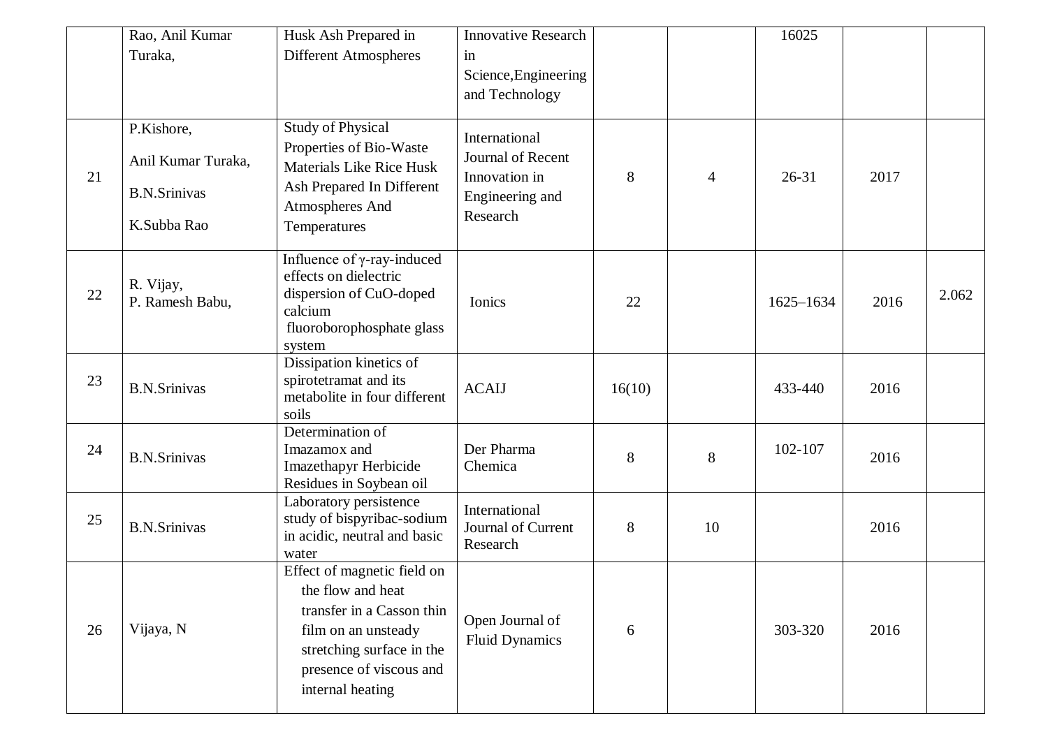| | | | | | | | | |
|---|---|---|---|---|---|---|---|---|
| | Rao, Anil Kumar Turaka, | Husk Ash Prepared in Different Atmospheres | Innovative Research in Science,Engineering and Technology | | | 16025 | | |
| 21 | P.Kishore, Anil Kumar Turaka, B.N.Srinivas K.Subba Rao | Study of Physical Properties of Bio-Waste Materials Like Rice Husk Ash Prepared In Different Atmospheres And Temperatures | International Journal of Recent Innovation in Engineering and Research | 8 | 4 | 26-31 | 2017 | |
| 22 | R. Vijay, P. Ramesh Babu, | Influence of γ-ray-induced effects on dielectric dispersion of CuO-doped calcium fluoroborophosphate glass system | Ionics | 22 | | 1625–1634 | 2016 | 2.062 |
| 23 | B.N.Srinivas | Dissipation kinetics of spirotetramat and its metabolite in four different soils | ACAIJ | 16(10) | | 433-440 | 2016 | |
| 24 | B.N.Srinivas | Determination of Imazamox and Imazethapyr Herbicide Residues in Soybean oil | Der Pharma Chemica | 8 | 8 | 102-107 | 2016 | |
| 25 | B.N.Srinivas | Laboratory persistence study of bispyribac-sodium in acidic, neutral and basic water | International Journal of Current Research | 8 | 10 | | 2016 | |
| 26 | Vijaya, N | Effect of magnetic field on the flow and heat transfer in a Casson thin film on an unsteady stretching surface in the presence of viscous and internal heating | Open Journal of Fluid Dynamics | 6 | | 303-320 | 2016 | |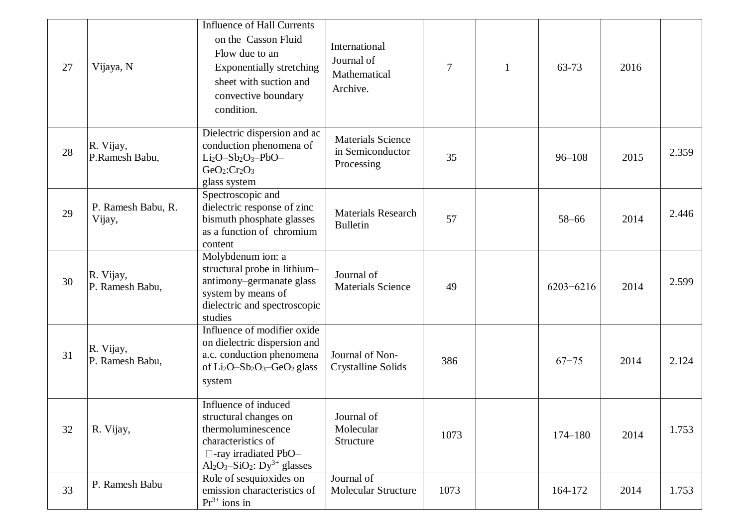| 27 | Vijaya, N | Influence of Hall Currents on the Casson Fluid Flow due to an Exponentially stretching sheet with suction and convective boundary condition. | International Journal of Mathematical Archive. | 7 | 1 | 63-73 | 2016 | |
|---|---|---|---|---|---|---|---|---|
| 28 | R. Vijay, P.Ramesh Babu, | Dielectric dispersion and ac conduction phenomena of $Li_2O$–$Sb_2O_3$–PbO–$GeO_2$:$Cr_2O_3$ glass system | Materials Science in Semiconductor Processing | 35 | | 96–108 | 2015 | 2.359 |
| 29 | P. Ramesh Babu, R. Vijay, | Spectroscopic and dielectric response of zinc bismuth phosphate glasses as a function of chromium content | Materials Research Bulletin | 57 | | 58–66 | 2014 | 2.446 |
| 30 | R. Vijay, P. Ramesh Babu, | Molybdenum ion: a structural probe in lithium–antimony–germanate glass system by means of dielectric and spectroscopic studies | Journal of Materials Science | 49 | | 6203−6216 | 2014 | 2.599 |
| 31 | R. Vijay, P. Ramesh Babu, | Influence of modifier oxide on dielectric dispersion and a.c. conduction phenomena of $Li_2O$–$Sb_2O_3$–$GeO_2$ glass system | Journal of Non-Crystalline Solids | 386 | | 67−75 | 2014 | 2.124 |
| 32 | R. Vijay, | Influence of induced structural changes on thermoluminescence characteristics of $\gamma$-ray irradiated PbO–$Al_2O_3$–$SiO_2$: $Dy^{3+}$ glasses | Journal of Molecular Structure | 1073 | | 174–180 | 2014 | 1.753 |
| 33 | P. Ramesh Babu | Role of sesquioxides on emission characteristics of $Pr^{3+}$ ions in | Journal of Molecular Structure | 1073 | | 164-172 | 2014 | 1.753 |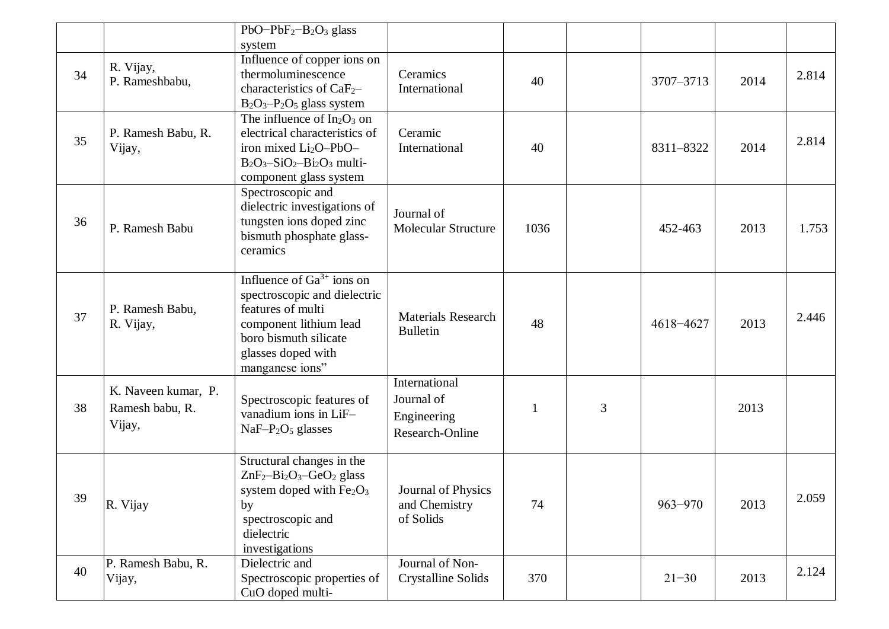| | | | | | | | | |
|---|---|---|---|---|---|---|---|---|
| | | $PbO-PbF_2-B_2O_3$ glass system | | | | | | |
| 34 | R. Vijay, P. Rameshbabu, | Influence of copper ions on thermoluminescence characteristics of $CaF_2$–$B_2O_3$–$P_2O_5$ glass system | Ceramics International | 40 | | 3707–3713 | 2014 | 2.814 |
| 35 | P. Ramesh Babu, R. Vijay, | The influence of $In_2O_3$ on electrical characteristics of iron mixed $Li_2O$–$PbO$–$B_2O_3$–$SiO_2$–$Bi_2O_3$ multi-component glass system | Ceramic International | 40 | | 8311–8322 | 2014 | 2.814 |
| 36 | P. Ramesh Babu | Spectroscopic and dielectric investigations of tungsten ions doped zinc bismuth phosphate glass-ceramics | Journal of Molecular Structure | 1036 | | 452-463 | 2013 | 1.753 |
| 37 | P. Ramesh Babu, R. Vijay, | Influence of $Ga^{3+}$ ions on spectroscopic and dielectric features of multi component lithium lead boro bismuth silicate glasses doped with manganese ions” | Materials Research Bulletin | 48 | | 4618−4627 | 2013 | 2.446 |
| 38 | K. Naveen kumar, P. Ramesh babu, R. Vijay, | Spectroscopic features of vanadium ions in $LiF$–$NaF$–$P_2O_5$ glasses | International Journal of Engineering Research-Online | 1 | 3 | | 2013 | |
| 39 | R. Vijay | Structural changes in the $ZnF_2$–$Bi_2O_3$–$GeO_2$ glass system doped with $Fe_2O_3$ by spectroscopic and dielectric investigations | Journal of Physics and Chemistry of Solids | 74 | | 963−970 | 2013 | 2.059 |
| 40 | P. Ramesh Babu, R. Vijay, | Dielectric and Spectroscopic properties of CuO doped multi- | Journal of Non-Crystalline Solids | 370 | | 21−30 | 2013 | 2.124 |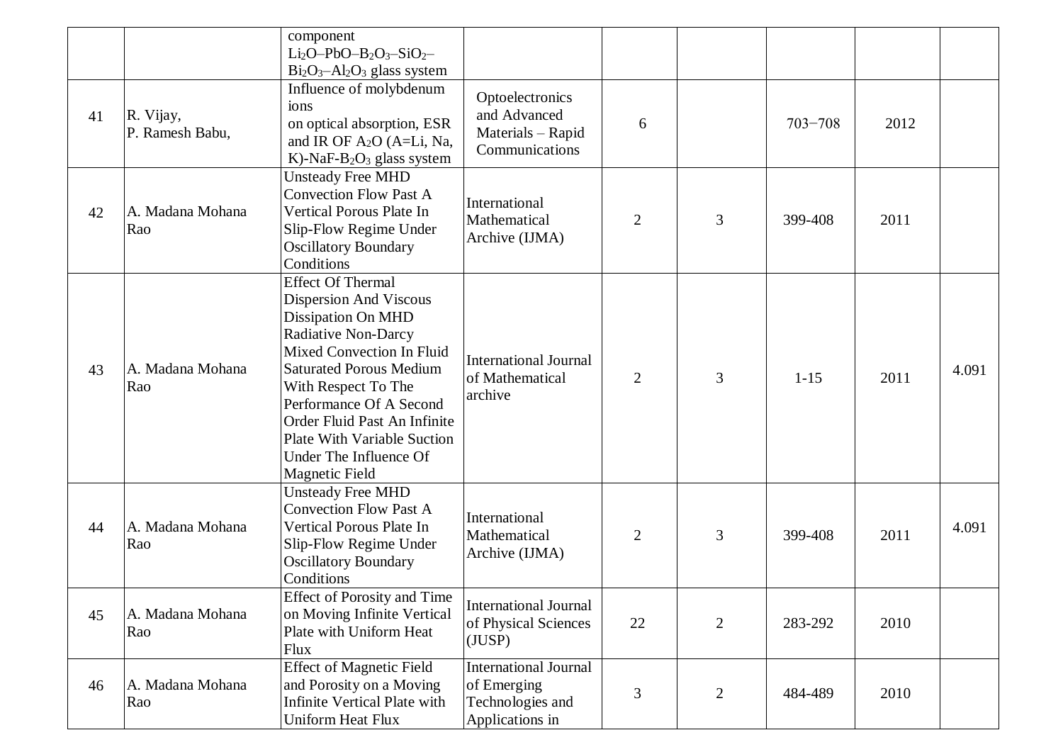| | | | | | | | | |
|---|---|---|---|---|---|---|---|---|
| | | component $Li_2O$–$PbO$–$B_2O_3$–$SiO_2$–$Bi_2O_3$–$Al_2O_3$ glass system | | | | | | |
| 41 | R. Vijay, P. Ramesh Babu, | Influence of molybdenum ions on optical absorption, ESR and IR OF $A_2O$ (A=Li, Na, K)-NaF-$B_2O_3$ glass system | Optoelectronics and Advanced Materials – Rapid Communications | 6 | | 703−708 | 2012 | |
| 42 | A. Madana Mohana Rao | Unsteady Free MHD Convection Flow Past A Vertical Porous Plate In Slip-Flow Regime Under Oscillatory Boundary Conditions | International Mathematical Archive (IJMA) | 2 | 3 | 399-408 | 2011 | |
| 43 | A. Madana Mohana Rao | Effect Of Thermal Dispersion And Viscous Dissipation On MHD Radiative Non-Darcy Mixed Convection In Fluid Saturated Porous Medium With Respect To The Performance Of A Second Order Fluid Past An Infinite Plate With Variable Suction Under The Influence Of Magnetic Field | International Journal of Mathematical archive | 2 | 3 | 1-15 | 2011 | 4.091 |
| 44 | A. Madana Mohana Rao | Unsteady Free MHD Convection Flow Past A Vertical Porous Plate In Slip-Flow Regime Under Oscillatory Boundary Conditions | International Mathematical Archive (IJMA) | 2 | 3 | 399-408 | 2011 | 4.091 |
| 45 | A. Madana Mohana Rao | Effect of Porosity and Time on Moving Infinite Vertical Plate with Uniform Heat Flux | International Journal of Physical Sciences (JUSP) | 22 | 2 | 283-292 | 2010 | |
| 46 | A. Madana Mohana Rao | Effect of Magnetic Field and Porosity on a Moving Infinite Vertical Plate with Uniform Heat Flux | International Journal of Emerging Technologies and Applications in | 3 | 2 | 484-489 | 2010 | |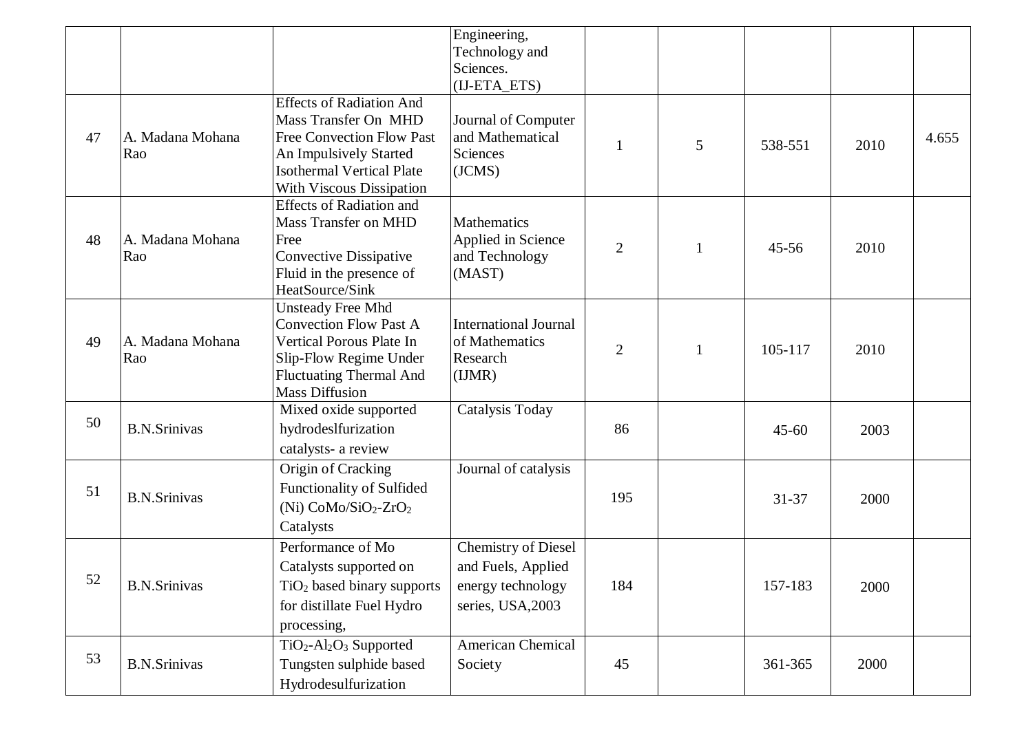| | | | Engineering, Technology and Sciences. (IJ-ETA_ETS) | | | | | |
|---|---|---|---|---|---|---|---|---|
| 47 | A. Madana Mohana Rao | Effects of Radiation And Mass Transfer On MHD Free Convection Flow Past An Impulsively Started Isothermal Vertical Plate With Viscous Dissipation | Journal of Computer and Mathematical Sciences (JCMS) | 1 | 5 | 538-551 | 2010 | 4.655 |
| 48 | A. Madana Mohana Rao | Effects of Radiation and Mass Transfer on MHD Free Convective Dissipative Fluid in the presence of HeatSource/Sink | Mathematics Applied in Science and Technology (MAST) | 2 | 1 | 45-56 | 2010 | |
| 49 | A. Madana Mohana Rao | Unsteady Free Mhd Convection Flow Past A Vertical Porous Plate In Slip-Flow Regime Under Fluctuating Thermal And Mass Diffusion | International Journal of Mathematics Research (IJMR) | 2 | 1 | 105-117 | 2010 | |
| 50 | B.N.Srinivas | Mixed oxide supported hydrodeslfurization catalysts- a review | Catalysis Today | 86 | | 45-60 | 2003 | |
| 51 | B.N.Srinivas | Origin of Cracking Functionality of Sulfided (Ni) $CoMo/SiO_2$-$ZrO_2$ Catalysts | Journal of catalysis | 195 | | 31-37 | 2000 | |
| 52 | B.N.Srinivas | Performance of Mo Catalysts supported on $TiO_2$ based binary supports for distillate Fuel Hydro processing, | Chemistry of Diesel and Fuels, Applied energy technology series, USA,2003 | 184 | | 157-183 | 2000 | |
| 53 | B.N.Srinivas | $TiO_2$-$Al_2O_3$ Supported Tungsten sulphide based Hydrodesulfurization | American Chemical Society | 45 | | 361-365 | 2000 | |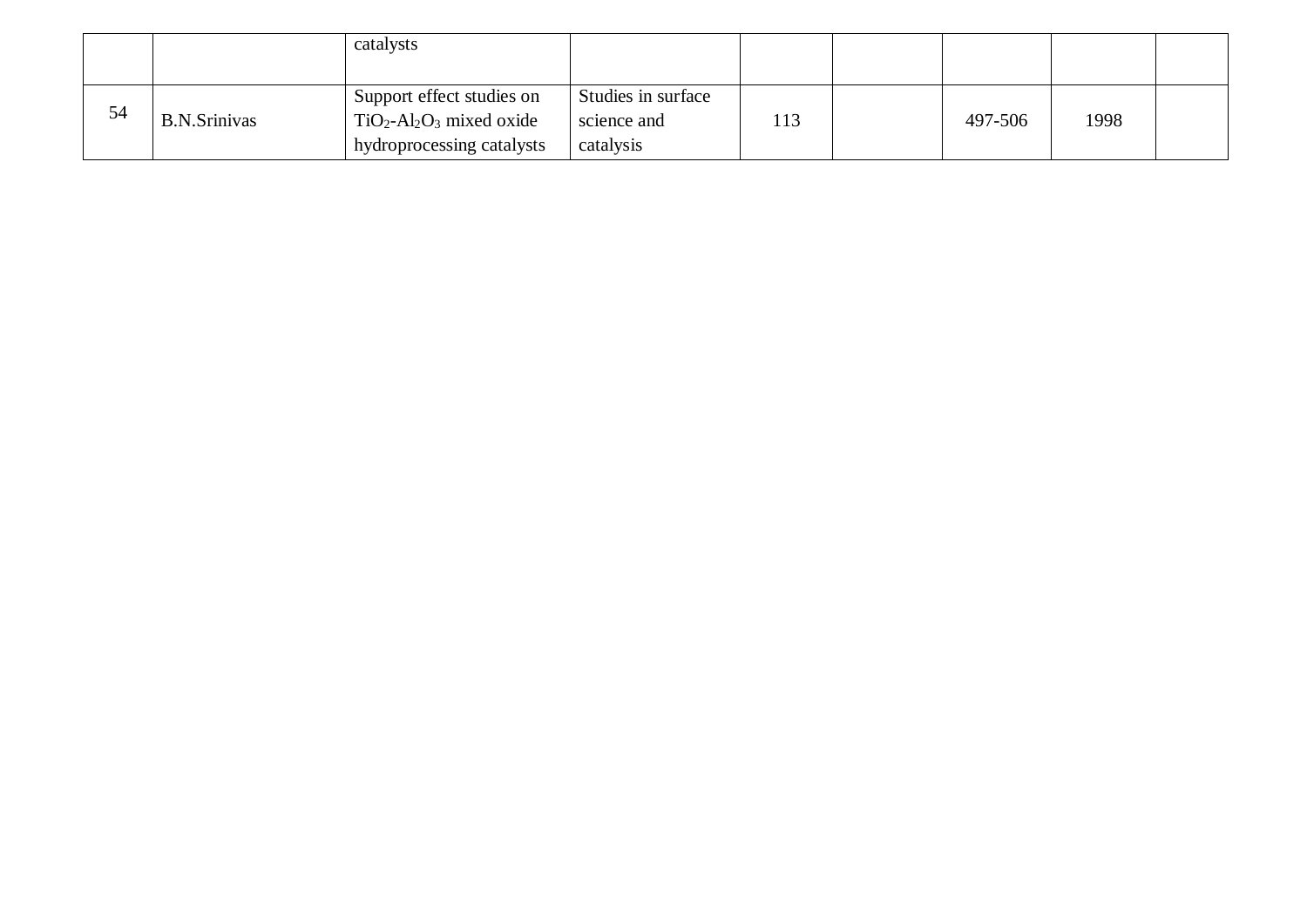| | | | | | | | | |
|---|---|---|---|---|---|---|---|---|
| | | catalysts | | | | | | |
| 54 | B.N.Srinivas | Support effect studies on $TiO_2$-$Al_2O_3$ mixed oxide hydroprocessing catalysts | Studies in surface science and catalysis | 113 | | 497-506 | 1998 | |